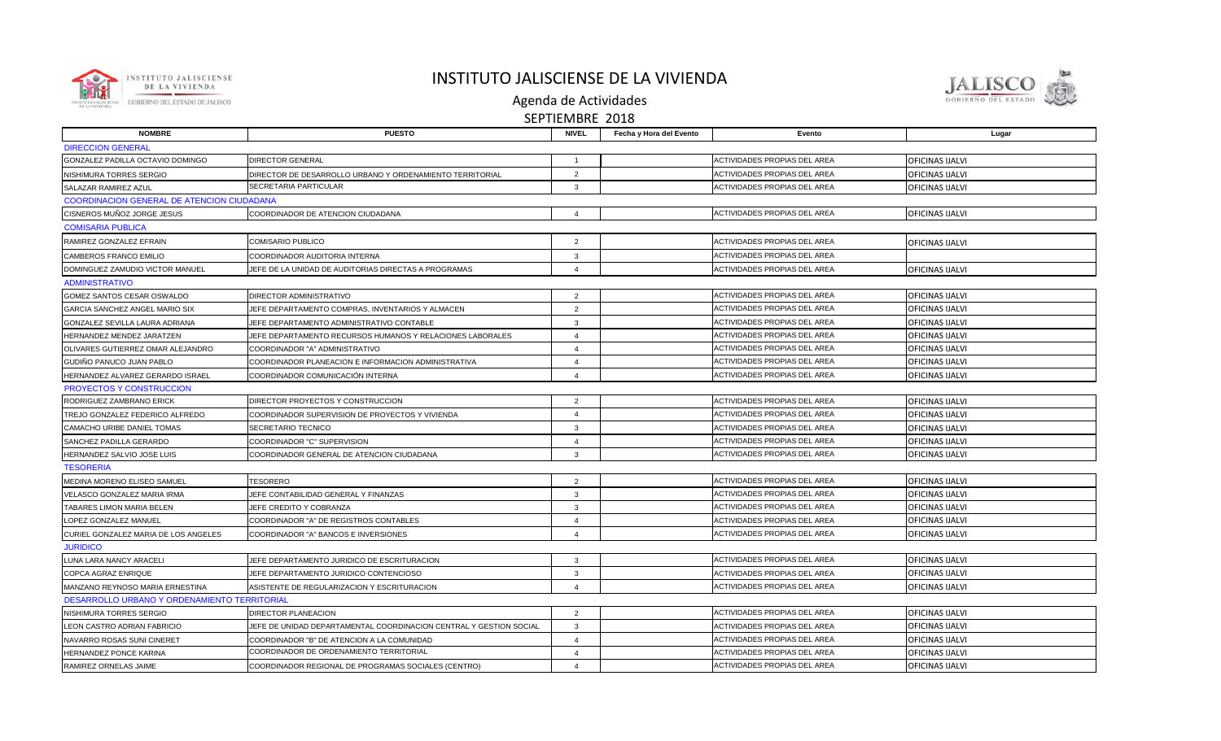# INSTITUTO JALISCIENSE DE LA VIVIENDA

## Agenda de Actividades

## SEPTIEMBRE 2018

| NOMBRE | PUESTO | NIVEL | Fecha y Hora del Evento | Evento | Lugar |
|---|---|---|---|---|---|
| DIRECCION GENERAL | | | | | |
| GONZALEZ PADILLA OCTAVIO DOMINGO | DIRECTOR GENERAL | 1 | | ACTIVIDADES PROPIAS DEL AREA | OFICINAS IJALVI |
| NISHIMURA TORRES SERGIO | DIRECTOR DE DESARROLLO URBANO Y ORDENAMIENTO TERRITORIAL | 2 | | ACTIVIDADES PROPIAS DEL AREA | OFICINAS IJALVI |
| SALAZAR RAMIREZ AZUL | SECRETARIA PARTICULAR | 3 | | ACTIVIDADES PROPIAS DEL AREA | OFICINAS IJALVI |
| COORDINACION GENERAL DE ATENCION CIUDADANA | | | | | |
| CISNEROS MUÑOZ JORGE JESUS | COORDINADOR DE ATENCION CIUDADANA | 4 | | ACTIVIDADES PROPIAS DEL AREA | OFICINAS IJALVI |
| COMISARIA PUBLICA | | | | | |
| RAMIREZ GONZALEZ EFRAIN | COMISARIO PUBLICO | 2 | | ACTIVIDADES PROPIAS DEL AREA | OFICINAS IJALVI |
| CAMBEROS FRANCO EMILIO | COORDINADOR AUDITORIA INTERNA | 3 | | ACTIVIDADES PROPIAS DEL AREA | |
| DOMINGUEZ ZAMUDIO VICTOR MANUEL | JEFE DE LA UNIDAD DE AUDITORIAS DIRECTAS A PROGRAMAS | 4 | | ACTIVIDADES PROPIAS DEL AREA | OFICINAS IJALVI |
| ADMINISTRATIVO | | | | | |
| GOMEZ SANTOS CESAR OSWALDO | DIRECTOR ADMINISTRATIVO | 2 | | ACTIVIDADES PROPIAS DEL AREA | OFICINAS IJALVI |
| GARCIA SANCHEZ ANGEL MARIO SIX | JEFE DEPARTAMENTO COMPRAS, INVENTARIOS Y ALMACEN | 2 | | ACTIVIDADES PROPIAS DEL AREA | OFICINAS IJALVI |
| GONZALEZ SEVILLA LAURA ADRIANA | JEFE DEPARTAMENTO ADMINISTRATIVO CONTABLE | 3 | | ACTIVIDADES PROPIAS DEL AREA | OFICINAS IJALVI |
| HERNANDEZ MENDEZ JARATZEN | JEFE DEPARTAMENTO RECURSOS HUMANOS Y RELACIONES LABORALES | 4 | | ACTIVIDADES PROPIAS DEL AREA | OFICINAS IJALVI |
| OLIVARES GUTIERREZ OMAR ALEJANDRO | COORDINADOR "A" ADMINISTRATIVO | 4 | | ACTIVIDADES PROPIAS DEL AREA | OFICINAS IJALVI |
| GUDIÑO PANUCO JUAN PABLO | COORDINADOR PLANEACION E INFORMACION ADMINISTRATIVA | 4 | | ACTIVIDADES PROPIAS DEL AREA | OFICINAS IJALVI |
| HERNANDEZ ALVAREZ GERARDO ISRAEL | COORDINADOR COMUNICACIÓN INTERNA | 4 | | ACTIVIDADES PROPIAS DEL AREA | OFICINAS IJALVI |
| PROYECTOS Y CONSTRUCCION | | | | | |
| RODRIGUEZ ZAMBRANO ERICK | DIRECTOR PROYECTOS Y CONSTRUCCION | 2 | | ACTIVIDADES PROPIAS DEL AREA | OFICINAS IJALVI |
| TREJO GONZALEZ FEDERICO ALFREDO | COORDINADOR SUPERVISION DE PROYECTOS Y VIVIENDA | 4 | | ACTIVIDADES PROPIAS DEL AREA | OFICINAS IJALVI |
| CAMACHO URIBE DANIEL TOMAS | SECRETARIO TECNICO | 3 | | ACTIVIDADES PROPIAS DEL AREA | OFICINAS IJALVI |
| SANCHEZ PADILLA GERARDO | COORDINADOR "C" SUPERVISION | 4 | | ACTIVIDADES PROPIAS DEL AREA | OFICINAS IJALVI |
| HERNANDEZ SALVIO JOSE LUIS | COORDINADOR GENERAL DE ATENCION CIUDADANA | 3 | | ACTIVIDADES PROPIAS DEL AREA | OFICINAS IJALVI |
| TESORERIA | | | | | |
| MEDINA MORENO ELISEO SAMUEL | TESORERO | 2 | | ACTIVIDADES PROPIAS DEL AREA | OFICINAS IJALVI |
| VELASCO GONZALEZ MARIA IRMA | JEFE CONTABILIDAD GENERAL Y FINANZAS | 3 | | ACTIVIDADES PROPIAS DEL AREA | OFICINAS IJALVI |
| TABARES LIMON MARIA BELEN | JEFE CREDITO Y COBRANZA | 3 | | ACTIVIDADES PROPIAS DEL AREA | OFICINAS IJALVI |
| LOPEZ GONZALEZ MANUEL | COORDINADOR "A" DE REGISTROS CONTABLES | 4 | | ACTIVIDADES PROPIAS DEL AREA | OFICINAS IJALVI |
| CURIEL GONZALEZ MARIA DE LOS ANGELES | COORDINADOR "A" BANCOS E INVERSIONES | 4 | | ACTIVIDADES PROPIAS DEL AREA | OFICINAS IJALVI |
| JURIDICO | | | | | |
| LUNA LARA NANCY ARACELI | JEFE DEPARTAMENTO JURIDICO DE ESCRITURACION | 3 | | ACTIVIDADES PROPIAS DEL AREA | OFICINAS IJALVI |
| COPCA AGRAZ ENRIQUE | JEFE DEPARTAMENTO JURIDICO CONTENCIOSO | 3 | | ACTIVIDADES PROPIAS DEL AREA | OFICINAS IJALVI |
| MANZANO REYNOSO MARIA ERNESTINA | ASISTENTE DE REGULARIZACION Y ESCRITURACION | 4 | | ACTIVIDADES PROPIAS DEL AREA | OFICINAS IJALVI |
| DESARROLLO URBANO Y ORDENAMIENTO TERRITORIAL | | | | | |
| NISHIMURA TORRES SERGIO | DIRECTOR PLANEACION | 2 | | ACTIVIDADES PROPIAS DEL AREA | OFICINAS IJALVI |
| LEON CASTRO ADRIAN FABRICIO | JEFE DE UNIDAD DEPARTAMENTAL COORDINACION CENTRAL Y GESTION SOCIAL | 3 | | ACTIVIDADES PROPIAS DEL AREA | OFICINAS IJALVI |
| NAVARRO ROSAS SUNI CINERET | COORDINADOR "B" DE ATENCION A LA COMUNIDAD | 4 | | ACTIVIDADES PROPIAS DEL AREA | OFICINAS IJALVI |
| HERNANDEZ PONCE KARINA | COORDINADOR DE ORDENAMIENTO TERRITORIAL | 4 | | ACTIVIDADES PROPIAS DEL AREA | OFICINAS IJALVI |
| RAMIREZ ORNELAS JAIME | COORDINADOR REGIONAL DE PROGRAMAS SOCIALES (CENTRO) | 4 | | ACTIVIDADES PROPIAS DEL AREA | OFICINAS IJALVI |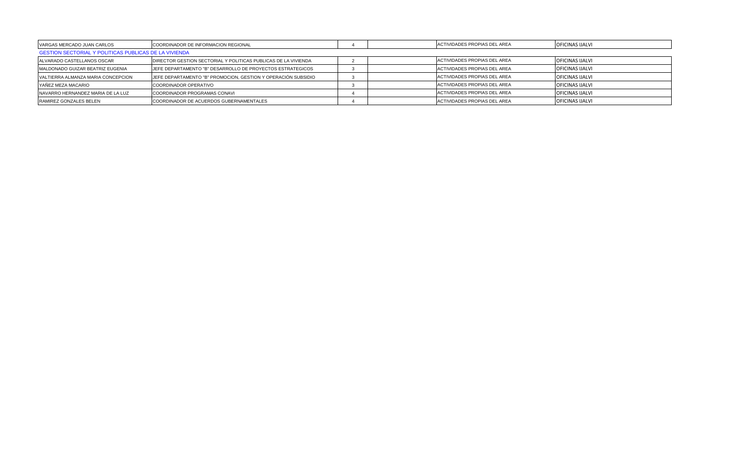| | | | | | |
|---|---|---|---|---|---|
| VARGAS MERCADO JUAN CARLOS | COORDINADOR DE INFORMACION REGIONAL | 4 | | ACTIVIDADES PROPIAS DEL AREA | OFICINAS IJALVI |
| GESTION SECTORIAL Y POLITICAS PUBLICAS DE LA VIVIENDA | | | | | |
| ALVARADO CASTELLANOS OSCAR | DIRECTOR GESTION SECTORIAL Y POLITICAS PUBLICAS DE LA VIVIENDA | 2 | | ACTIVIDADES PROPIAS DEL AREA | OFICINAS IJALVI |
| MALDONADO GUIZAR BEATRIZ EUGENIA | JEFE DEPARTAMENTO "B" DESARROLLO DE PROYECTOS ESTRATEGICOS | 3 | | ACTIVIDADES PROPIAS DEL AREA | OFICINAS IJALVI |
| VALTIERRA ALMANZA MARIA CONCEPCION | JEFE DEPARTAMENTO "B" PROMOCION, GESTION Y OPERACIÓN SUBSIDIO | 3 | | ACTIVIDADES PROPIAS DEL AREA | OFICINAS IJALVI |
| YAÑEZ MEZA MACARIO | COORDINADOR OPERATIVO | 3 | | ACTIVIDADES PROPIAS DEL AREA | OFICINAS IJALVI |
| NAVARRO HERNANDEZ MARIA DE LA LUZ | COORDINADOR PROGRAMAS CONAVI | 4 | | ACTIVIDADES PROPIAS DEL AREA | OFICINAS IJALVI |
| RAMIREZ GONZALES BELEN | COORDINADOR DE ACUERDOS GUBERNAMENTALES | 4 | | ACTIVIDADES PROPIAS DEL AREA | OFICINAS IJALVI |